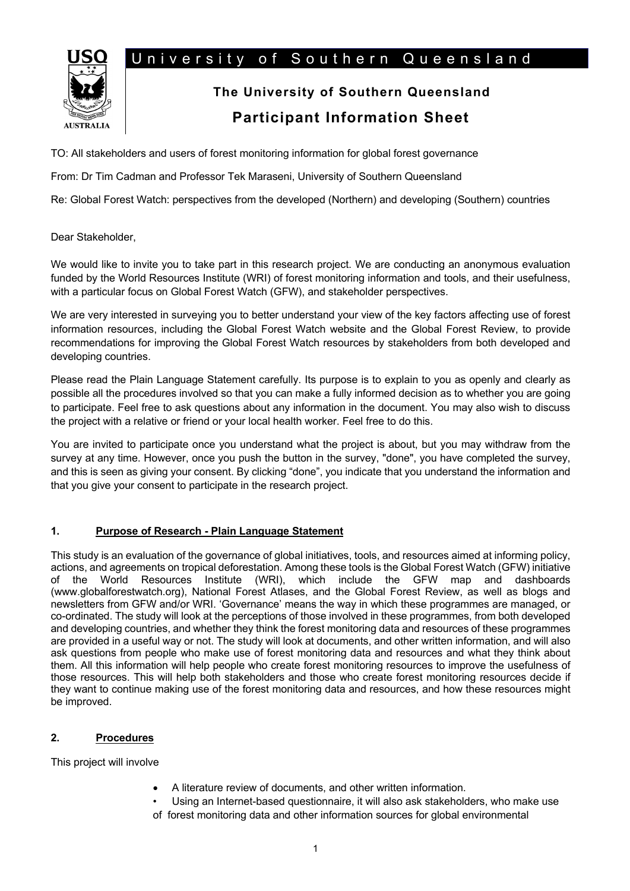University of Southern Queensland

# The University of Southern Queensland

## Participant Information Sheet

TO: All stakeholders and users of forest monitoring information for global forest governance

From: Dr Tim Cadman and Professor Tek Maraseni, University of Southern Queensland

Re: Global Forest Watch: perspectives from the developed (Northern) and developing (Southern) countries

Dear Stakeholder,

We would like to invite you to take part in this research project. We are conducting an anonymous evaluation funded by the World Resources Institute (WRI) of forest monitoring information and tools, and their usefulness, with a particular focus on Global Forest Watch (GFW), and stakeholder perspectives.

We are very interested in surveying you to better understand your view of the key factors affecting use of forest information resources, including the Global Forest Watch website and the Global Forest Review, to provide recommendations for improving the Global Forest Watch resources by stakeholders from both developed and developing countries.

Please read the Plain Language Statement carefully. Its purpose is to explain to you as openly and clearly as possible all the procedures involved so that you can make a fully informed decision as to whether you are going to participate. Feel free to ask questions about any information in the document. You may also wish to discuss the project with a relative or friend or your local health worker. Feel free to do this.

You are invited to participate once you understand what the project is about, but you may withdraw from the survey at any time. However, once you push the button in the survey, "done", you have completed the survey, and this is seen as giving your consent. By clicking "done", you indicate that you understand the information and that you give your consent to participate in the research project.

### 1. Purpose of Research - Plain Language Statement

This study is an evaluation of the governance of global initiatives, tools, and resources aimed at informing policy, actions, and agreements on tropical deforestation. Among these tools is the Global Forest Watch (GFW) initiative of the World Resources Institute (WRI), which include the GFW map and dashboards (www.globalforestwatch.org), National Forest Atlases, and the Global Forest Review, as well as blogs and newsletters from GFW and/or WRI. 'Governance' means the way in which these programmes are managed, or co-ordinated. The study will look at the perceptions of those involved in these programmes, from both developed and developing countries, and whether they think the forest monitoring data and resources of these programmes are provided in a useful way or not. The study will look at documents, and other written information, and will also ask questions from people who make use of forest monitoring data and resources and what they think about them. All this information will help people who create forest monitoring resources to improve the usefulness of those resources. This will help both stakeholders and those who create forest monitoring resources decide if they want to continue making use of the forest monitoring data and resources, and how these resources might be improved.

### 2. Procedures

This project will involve

- A literature review of documents, and other written information.
- Using an Internet-based questionnaire, it will also ask stakeholders, who make use of forest monitoring data and other information sources for global environmental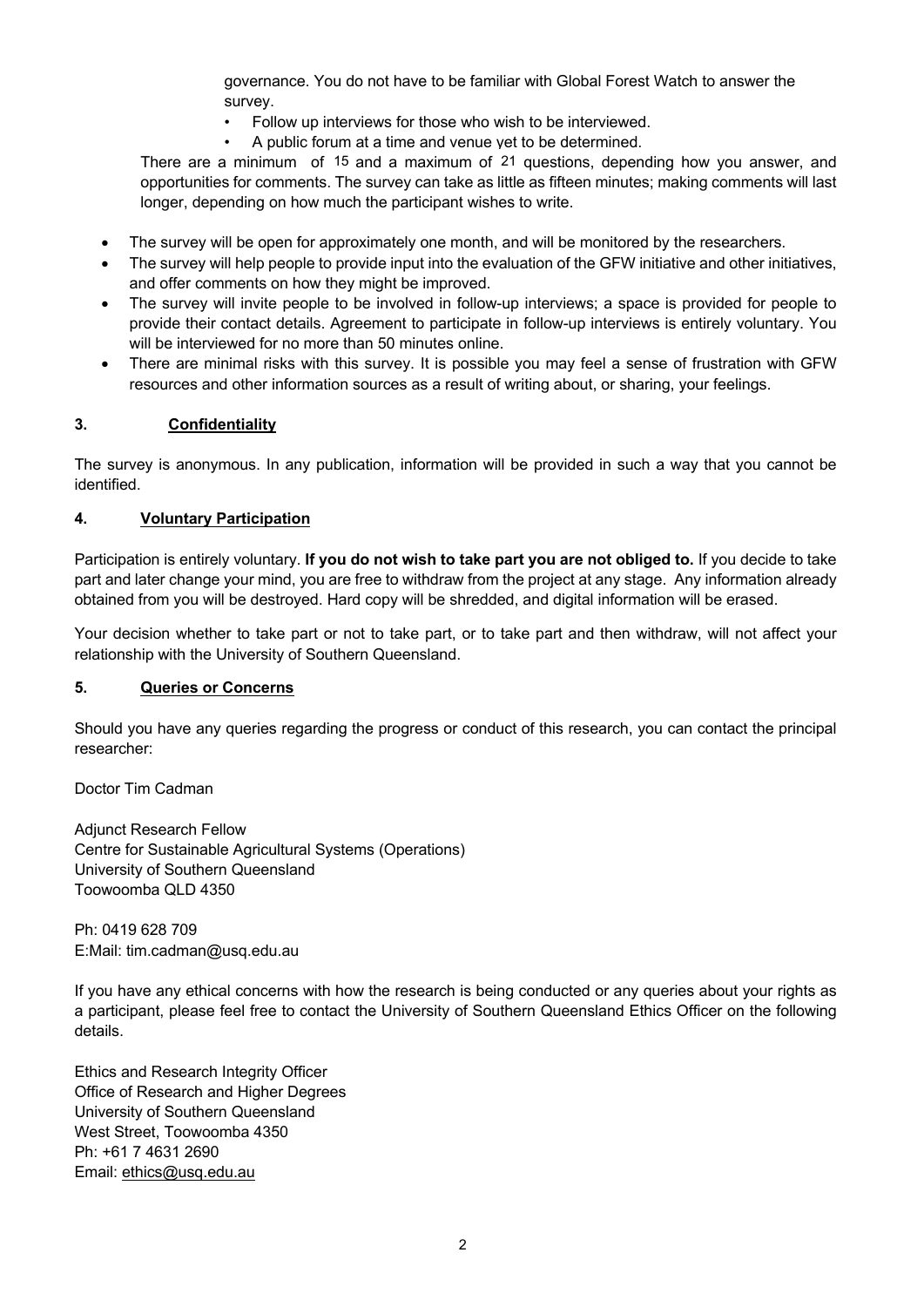governance. You do not have to be familiar with Global Forest Watch to answer the survey.

- Follow up interviews for those who wish to be interviewed.
- A public forum at a time and venue yet to be determined.

There are a minimum of 15 and a maximum of 21 questions, depending how you answer, and opportunities for comments. The survey can take as little as fifteen minutes; making comments will last longer, depending on how much the participant wishes to write.

- The survey will be open for approximately one month, and will be monitored by the researchers.
- The survey will help people to provide input into the evaluation of the GFW initiative and other initiatives, and offer comments on how they might be improved.
- The survey will invite people to be involved in follow-up interviews; a space is provided for people to provide their contact details. Agreement to participate in follow-up interviews is entirely voluntary. You will be interviewed for no more than 50 minutes online.
- There are minimal risks with this survey. It is possible you may feel a sense of frustration with GFW resources and other information sources as a result of writing about, or sharing, your feelings.

## 3. Confidentiality

The survey is anonymous. In any publication, information will be provided in such a way that you cannot be identified.

## 4. Voluntary Participation

Participation is entirely voluntary. **If you do not wish to take part you are not obliged to.** If you decide to take part and later change your mind, you are free to withdraw from the project at any stage. Any information already obtained from you will be destroyed. Hard copy will be shredded, and digital information will be erased.

Your decision whether to take part or not to take part, or to take part and then withdraw, will not affect your relationship with the University of Southern Queensland.

## 5. Queries or Concerns

Should you have any queries regarding the progress or conduct of this research, you can contact the principal researcher:

Doctor Tim Cadman

Adjunct Research Fellow
Centre for Sustainable Agricultural Systems (Operations)
University of Southern Queensland
Toowoomba QLD 4350

Ph: 0419 628 709
E:Mail: tim.cadman@usq.edu.au

If you have any ethical concerns with how the research is being conducted or any queries about your rights as a participant, please feel free to contact the University of Southern Queensland Ethics Officer on the following details.

Ethics and Research Integrity Officer
Office of Research and Higher Degrees
University of Southern Queensland
West Street, Toowoomba 4350
Ph: +61 7 4631 2690
Email: ethics@usq.edu.au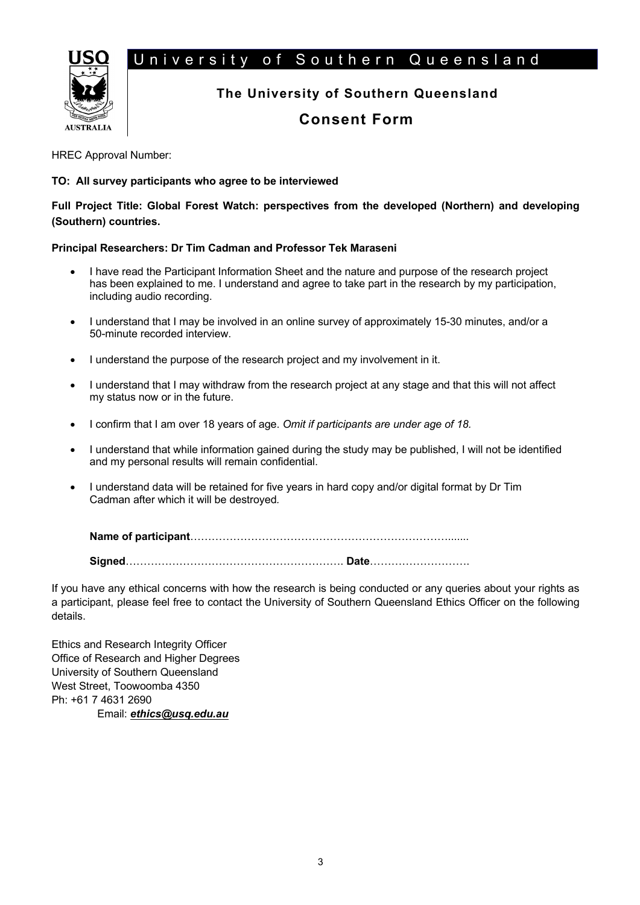University of Southern Queensland

USQ

AUSTRALIA

## The University of Southern Queensland

# Consent Form

HREC Approval Number:

**TO: All survey participants who agree to be interviewed**

**Full Project Title: Global Forest Watch: perspectives from the developed (Northern) and developing (Southern) countries.**

**Principal Researchers: Dr Tim Cadman and Professor Tek Maraseni**

- I have read the Participant Information Sheet and the nature and purpose of the research project has been explained to me. I understand and agree to take part in the research by my participation, including audio recording.
- I understand that I may be involved in an online survey of approximately 15-30 minutes, and/or a 50-minute recorded interview.
- I understand the purpose of the research project and my involvement in it.
- I understand that I may withdraw from the research project at any stage and that this will not affect my status now or in the future.
- I confirm that I am over 18 years of age. *Omit if participants are under age of 18.*
- I understand that while information gained during the study may be published, I will not be identified and my personal results will remain confidential.
- I understand data will be retained for five years in hard copy and/or digital format by Dr Tim Cadman after which it will be destroyed.

**Name of participant**……………………………………………………………........

**Signed**……………………………………………………. **Date**……………………….

If you have any ethical concerns with how the research is being conducted or any queries about your rights as a participant, please feel free to contact the University of Southern Queensland Ethics Officer on the following details.

Ethics and Research Integrity Officer
Office of Research and Higher Degrees
University of Southern Queensland
West Street, Toowoomba 4350
Ph: +61 7 4631 2690
Email: ***ethics@usq.edu.au***